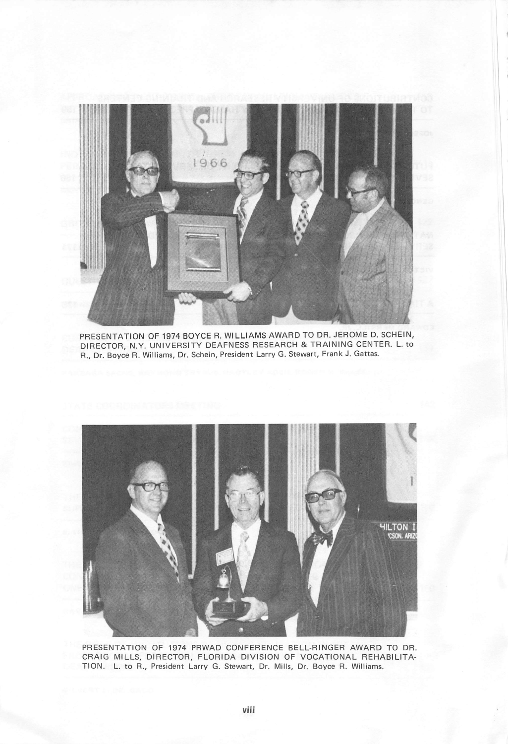PRESENTATION OF 1974 BOYCE R. WILLIAMS AWARD TO DR. JEROME D. SCHEIN, DIRECTOR, N.Y. UNIVERSITY DEAFNESS RESEARCH & TRAINING CENTER. L. to R., Dr. Boyce R. Williams, Dr. Schein, President Larry G. Stewart, Frank J. Gattas.

PRESENTATION OF 1974 PRWAD CONFERENCE BELL-RINGER AWARD TO DR. CRAIG MILLS, DIRECTOR, FLORIDA DIVISION OF VOCATIONAL REHABILITATION. L. to R., President Larry G. Stewart, Dr. Mills, Dr. Boyce R. Williams.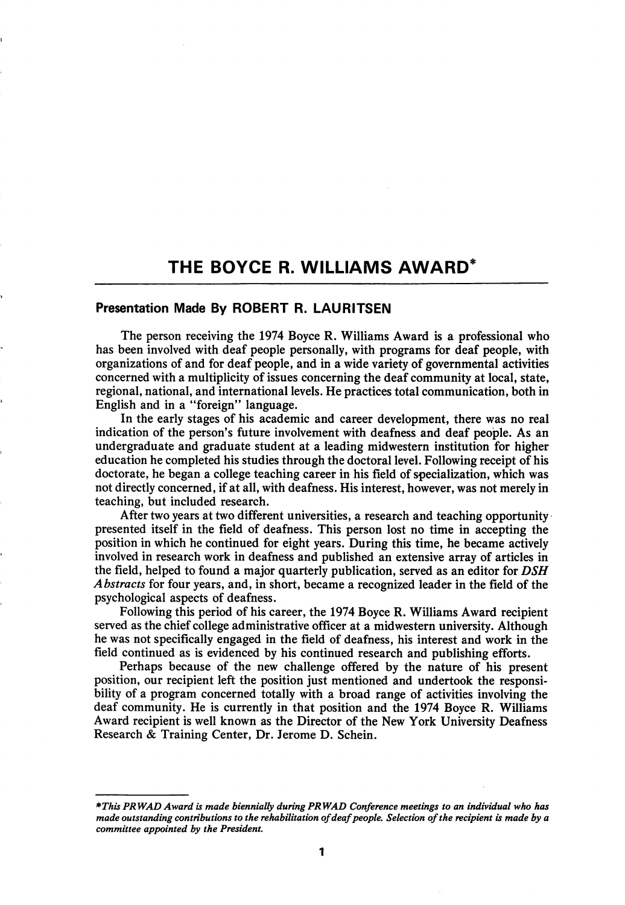# THE BOYCE R. WILLIAMS AWARD*

**Presentation Made By ROBERT R. LAURITSEN**

The person receiving the 1974 Boyce R. Williams Award is a professional who has been involved with deaf people personally, with programs for deaf people, with organizations of and for deaf people, and in a wide variety of governmental activities concerned with a multiplicity of issues concerning the deaf community at local, state, regional, national, and international levels. He practices total communication, both in English and in a "foreign" language.

In the early stages of his academic and career development, there was no real indication of the person's future involvement with deafness and deaf people. As an undergraduate and graduate student at a leading midwestern institution for higher education he completed his studies through the doctoral level. Following receipt of his doctorate, he began a college teaching career in his field of specialization, which was not directly concerned, if at all, with deafness. His interest, however, was not merely in teaching, but included research.

After two years at two different universities, a research and teaching opportunity presented itself in the field of deafness. This person lost no time in accepting the position in which he continued for eight years. During this time, he became actively involved in research work in deafness and published an extensive array of articles in the field, helped to found a major quarterly publication, served as an editor for *DSH Abstracts* for four years, and, in short, became a recognized leader in the field of the psychological aspects of deafness.

Following this period of his career, the 1974 Boyce R. Williams Award recipient served as the chief college administrative officer at a midwestern university. Although he was not specifically engaged in the field of deafness, his interest and work in the field continued as is evidenced by his continued research and publishing efforts.

Perhaps because of the new challenge offered by the nature of his present position, our recipient left the position just mentioned and undertook the responsibility of a program concerned totally with a broad range of activities involving the deaf community. He is currently in that position and the 1974 Boyce R. Williams Award recipient is well known as the Director of the New York University Deafness Research & Training Center, Dr. Jerome D. Schein.

---

**This PRWAD Award is made biennially during PRWAD Conference meetings to an individual who has made outstanding contributions to the rehabilitation of deaf people. Selection of the recipient is made by a committee appointed by the President.*